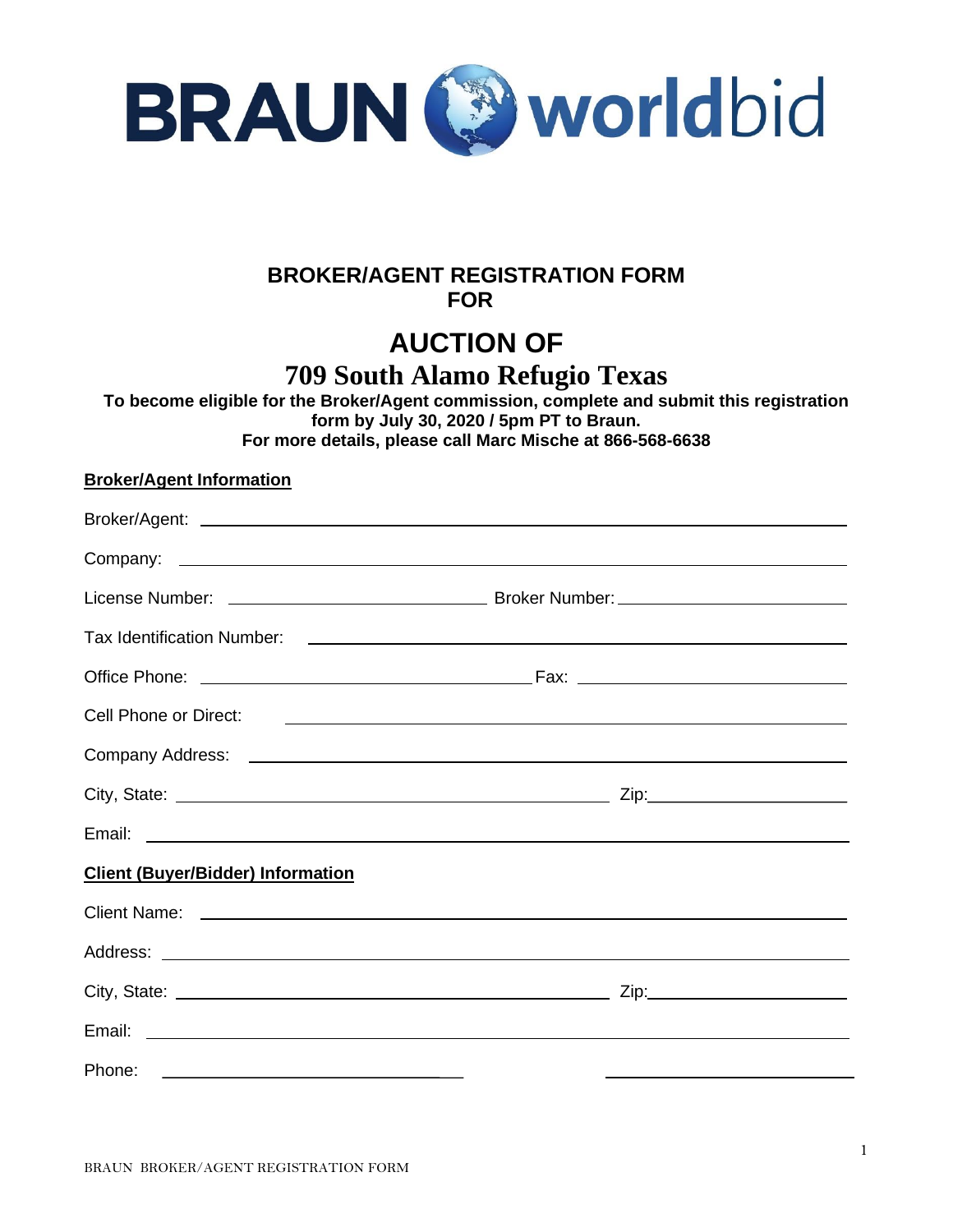BRAUN worldbid

## BROKER/AGENT REGISTRATION FORM
## FOR

# AUCTION OF
# 709 South Alamo Refugio Texas

**To become eligible for the Broker/Agent commission, complete and submit this registration form by July 30, 2020 / 5pm PT to Braun.**
**For more details, please call Marc Mische at 866-568-6638**

**Broker/Agent Information**

Broker/Agent: ______________________________

Company: ______________________________

License Number: ______________________________ Broker Number: ______________________________

Tax Identification Number: ______________________________

Office Phone: ______________________________ Fax: ______________________________

Cell Phone or Direct: ______________________________

Company Address: ______________________________

City, State: ______________________________ Zip: ______________________________

Email: ______________________________

**Client (Buyer/Bidder) Information**

Client Name: ______________________________

Address: ______________________________

City, State: ______________________________ Zip: ______________________________

Email: ______________________________

Phone: ______________________________ ______________________________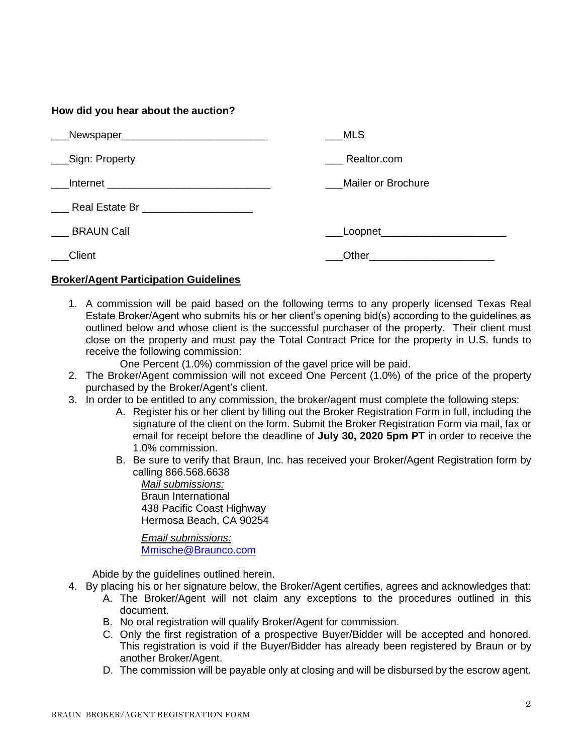**How did you hear about the auction?**

| | |
|---|---|
| ___Newspaper________________________ | ___MLS |
| ___Sign: Property | ___ Realtor.com |
| ___Internet ___________________________ | ___Mailer or Brochure |
| ___ Real Estate Br __________________ | |
| ___ BRAUN Call | ___Loopnet_____________________ |
| ___Client | ___Other_____________________ |

**<u>Broker/Agent Participation Guidelines</u>**

1. A commission will be paid based on the following terms to any properly licensed Texas Real Estate Broker/Agent who submits his or her client's opening bid(s) according to the guidelines as outlined below and whose client is the successful purchaser of the property. Their client must close on the property and must pay the Total Contract Price for the property in U.S. funds to receive the following commission:

   One Percent (1.0%) commission of the gavel price will be paid.

2. The Broker/Agent commission will not exceed One Percent (1.0%) of the price of the property purchased by the Broker/Agent's client.
3. In order to be entitled to any commission, the broker/agent must complete the following steps:
   A. Register his or her client by filling out the Broker Registration Form in full, including the signature of the client on the form. Submit the Broker Registration Form via mail, fax or email for receipt before the deadline of **July 30, 2020 5pm PT** in order to receive the 1.0% commission.
   B. Be sure to verify that Braun, Inc. has received your Broker/Agent Registration form by calling 866.568.6638

      *<u>Mail submissions:</u>*
      Braun International
      438 Pacific Coast Highway
      Hermosa Beach, CA 90254

      *<u>Email submissions:</u>*
      Mmische@Braunco.com

   Abide by the guidelines outlined herein.
4. By placing his or her signature below, the Broker/Agent certifies, agrees and acknowledges that:
   A. The Broker/Agent will not claim any exceptions to the procedures outlined in this document.
   B. No oral registration will qualify Broker/Agent for commission.
   C. Only the first registration of a prospective Buyer/Bidder will be accepted and honored. This registration is void if the Buyer/Bidder has already been registered by Braun or by another Broker/Agent.
   D. The commission will be payable only at closing and will be disbursed by the escrow agent.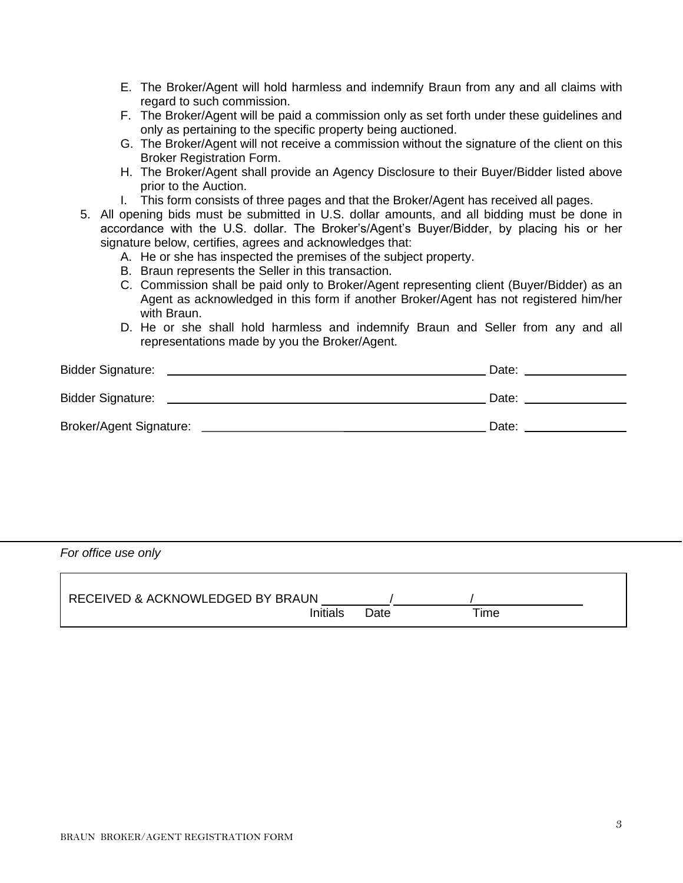E. The Broker/Agent will hold harmless and indemnify Braun from any and all claims with regard to such commission.
F. The Broker/Agent will be paid a commission only as set forth under these guidelines and only as pertaining to the specific property being auctioned.
G. The Broker/Agent will not receive a commission without the signature of the client on this Broker Registration Form.
H. The Broker/Agent shall provide an Agency Disclosure to their Buyer/Bidder listed above prior to the Auction.
I. This form consists of three pages and that the Broker/Agent has received all pages.

5. All opening bids must be submitted in U.S. dollar amounts, and all bidding must be done in accordance with the U.S. dollar. The Broker's/Agent's Buyer/Bidder, by placing his or her signature below, certifies, agrees and acknowledges that:
   A. He or she has inspected the premises of the subject property.
   B. Braun represents the Seller in this transaction.
   C. Commission shall be paid only to Broker/Agent representing client (Buyer/Bidder) as an Agent as acknowledged in this form if another Broker/Agent has not registered him/her with Braun.
   D. He or she shall hold harmless and indemnify Braun and Seller from any and all representations made by you the Broker/Agent.

Bidder Signature: ______________________________________________ Date: _______________

Bidder Signature: ______________________________________________ Date: _______________

Broker/Agent Signature: _________________________________________ Date: _______________

---

*For office use only*

RECEIVED & ACKNOWLEDGED BY BRAUN __________/___________/_______________
Initials Date Time